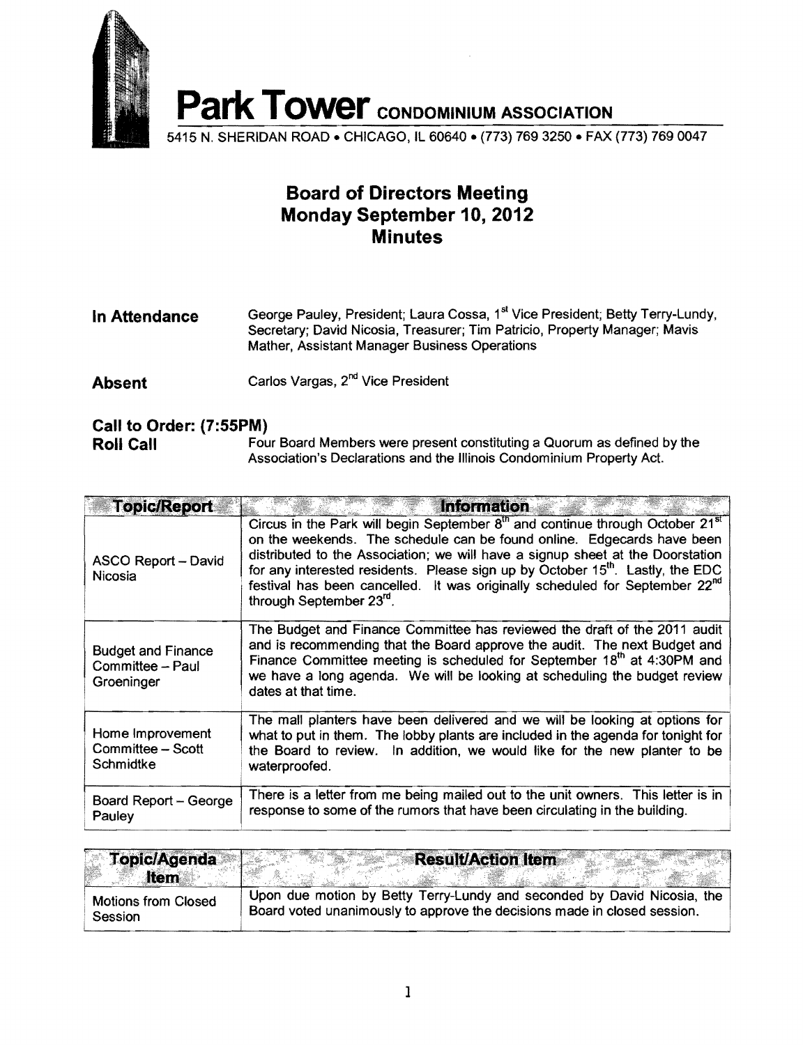# Park Tower CONDOMINIUM ASSOCIATION

5415 N. SHERIDAN ROAD • CHICAGO, IL 60640 • (773) 769 3250 • FAX (773) 769 0047

## Board of Directors Meeting
## Monday September 10, 2012
## Minutes

**In Attendance** George Pauley, President; Laura Cossa, 1st Vice President; Betty Terry-Lundy, Secretary; David Nicosia, Treasurer; Tim Patricio, Property Manager; Mavis Mather, Assistant Manager Business Operations

**Absent** Carlos Vargas, 2nd Vice President

**Call to Order: (7:55PM)**

**Roll Call** Four Board Members were present constituting a Quorum as defined by the Association's Declarations and the Illinois Condominium Property Act.

| Topic/Report | Information |
|---|---|
| ASCO Report – David Nicosia | Circus in the Park will begin September 8th and continue through October 21st on the weekends. The schedule can be found online. Edgecards have been distributed to the Association; we will have a signup sheet at the Doorstation for any interested residents. Please sign up by October 15th. Lastly, the EDC festival has been cancelled. It was originally scheduled for September 22nd through September 23rd. |
| Budget and Finance Committee – Paul Groeninger | The Budget and Finance Committee has reviewed the draft of the 2011 audit and is recommending that the Board approve the audit. The next Budget and Finance Committee meeting is scheduled for September 18th at 4:30PM and we have a long agenda. We will be looking at scheduling the budget review dates at that time. |
| Home Improvement Committee – Scott Schmidtke | The mall planters have been delivered and we will be looking at options for what to put in them. The lobby plants are included in the agenda for tonight for the Board to review. In addition, we would like for the new planter to be waterproofed. |
| Board Report – George Pauley | There is a letter from me being mailed out to the unit owners. This letter is in response to some of the rumors that have been circulating in the building. |

| Topic/Agenda Item | Result/Action Item |
|---|---|
| Motions from Closed Session | Upon due motion by Betty Terry-Lundy and seconded by David Nicosia, the Board voted unanimously to approve the decisions made in closed session. |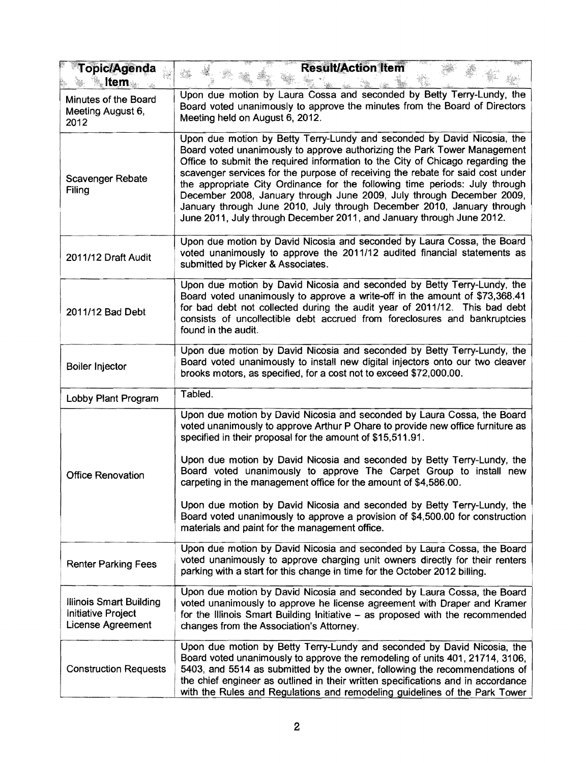| Topic/Agenda Item | Result/Action Item |
|---|---|
| Minutes of the Board Meeting August 6, 2012 | Upon due motion by Laura Cossa and seconded by Betty Terry-Lundy, the Board voted unanimously to approve the minutes from the Board of Directors Meeting held on August 6, 2012. |
| Scavenger Rebate Filing | Upon due motion by Betty Terry-Lundy and seconded by David Nicosia, the Board voted unanimously to approve authorizing the Park Tower Management Office to submit the required information to the City of Chicago regarding the scavenger services for the purpose of receiving the rebate for said cost under the appropriate City Ordinance for the following time periods: July through December 2008, January through June 2009, July through December 2009, January through June 2010, July through December 2010, January through June 2011, July through December 2011, and January through June 2012. |
| 2011/12 Draft Audit | Upon due motion by David Nicosia and seconded by Laura Cossa, the Board voted unanimously to approve the 2011/12 audited financial statements as submitted by Picker & Associates. |
| 2011/12 Bad Debt | Upon due motion by David Nicosia and seconded by Betty Terry-Lundy, the Board voted unanimously to approve a write-off in the amount of $73,368.41 for bad debt not collected during the audit year of 2011/12. This bad debt consists of uncollectible debt accrued from foreclosures and bankruptcies found in the audit. |
| Boiler Injector | Upon due motion by David Nicosia and seconded by Betty Terry-Lundy, the Board voted unanimously to install new digital injectors onto our two cleaver brooks motors, as specified, for a cost not to exceed $72,000.00. |
| Lobby Plant Program | Tabled. |
| Office Renovation | Upon due motion by David Nicosia and seconded by Laura Cossa, the Board voted unanimously to approve Arthur P Ohare to provide new office furniture as specified in their proposal for the amount of $15,511.91.<br><br>Upon due motion by David Nicosia and seconded by Betty Terry-Lundy, the Board voted unanimously to approve The Carpet Group to install new carpeting in the management office for the amount of $4,586.00.<br><br>Upon due motion by David Nicosia and seconded by Betty Terry-Lundy, the Board voted unanimously to approve a provision of $4,500.00 for construction materials and paint for the management office. |
| Renter Parking Fees | Upon due motion by David Nicosia and seconded by Laura Cossa, the Board voted unanimously to approve charging unit owners directly for their renters parking with a start for this change in time for the October 2012 billing. |
| Illinois Smart Building Initiative Project License Agreement | Upon due motion by David Nicosia and seconded by Laura Cossa, the Board voted unanimously to approve he license agreement with Draper and Kramer for the Illinois Smart Building Initiative – as proposed with the recommended changes from the Association's Attorney. |
| Construction Requests | Upon due motion by Betty Terry-Lundy and seconded by David Nicosia, the Board voted unanimously to approve the remodeling of units 401, 21714, 3106, 5403, and 5514 as submitted by the owner, following the recommendations of the chief engineer as outlined in their written specifications and in accordance with the Rules and Regulations and remodeling guidelines of the Park Tower |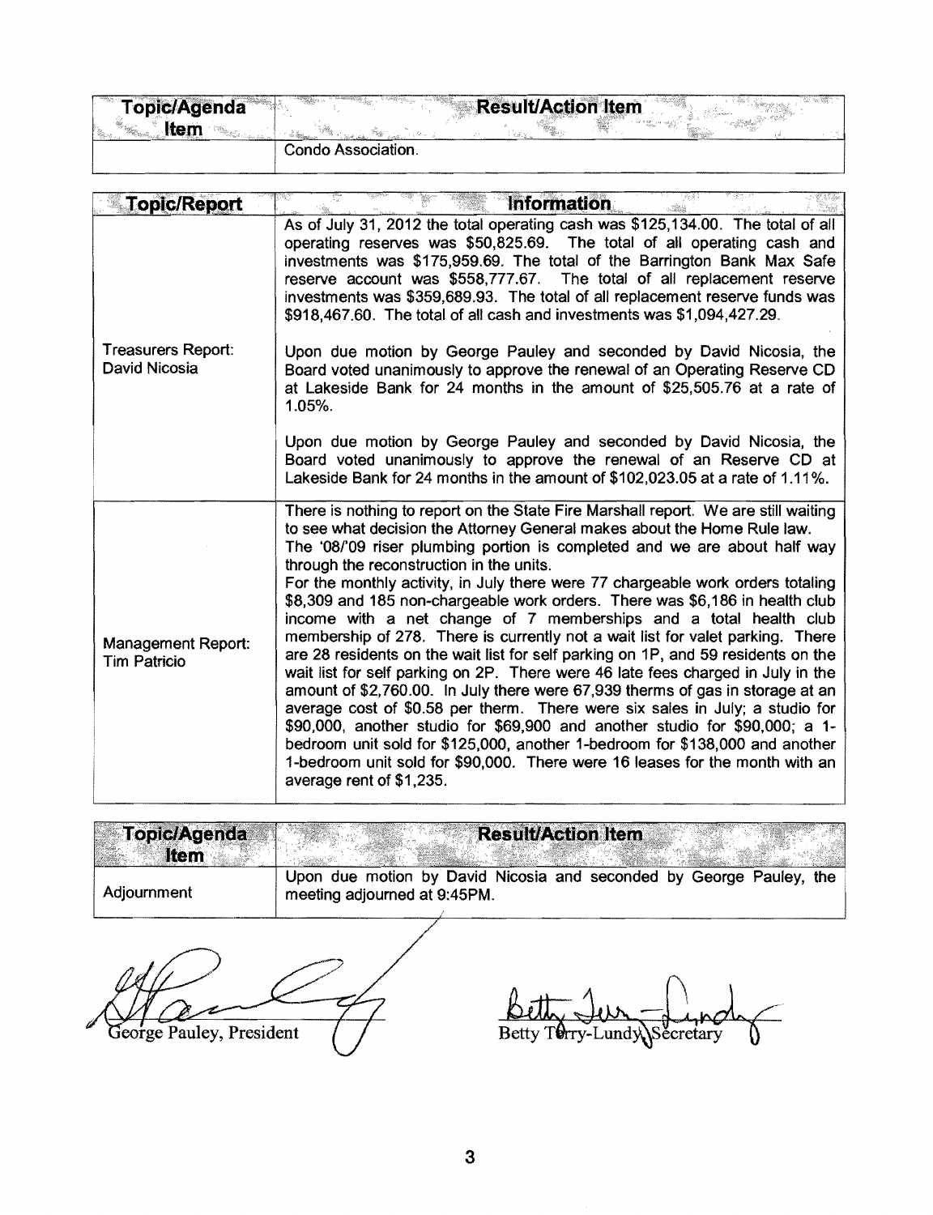| Topic/Agenda Item | Result/Action Item |
| --- | --- |
| | Condo Association. |

| Topic/Report | Information |
| --- | --- |
| Treasurers Report: David Nicosia | As of July 31, 2012 the total operating cash was $125,134.00. The total of all operating reserves was $50,825.69. The total of all operating cash and investments was $175,959.69. The total of the Barrington Bank Max Safe reserve account was $558,777.67. The total of all replacement reserve investments was $359,689.93. The total of all replacement reserve funds was $918,467.60. The total of all cash and investments was $1,094,427.29.<br><br>Upon due motion by George Pauley and seconded by David Nicosia, the Board voted unanimously to approve the renewal of an Operating Reserve CD at Lakeside Bank for 24 months in the amount of $25,505.76 at a rate of 1.05%.<br><br>Upon due motion by George Pauley and seconded by David Nicosia, the Board voted unanimously to approve the renewal of an Reserve CD at Lakeside Bank for 24 months in the amount of $102,023.05 at a rate of 1.11%. |
| Management Report: Tim Patricio | There is nothing to report on the State Fire Marshall report. We are still waiting to see what decision the Attorney General makes about the Home Rule law.<br>The '08/'09 riser plumbing portion is completed and we are about half way through the reconstruction in the units.<br>For the monthly activity, in July there were 77 chargeable work orders totaling $8,309 and 185 non-chargeable work orders. There was $6,186 in health club income with a net change of 7 memberships and a total health club membership of 278. There is currently not a wait list for valet parking. There are 28 residents on the wait list for self parking on 1P, and 59 residents on the wait list for self parking on 2P. There were 46 late fees charged in July in the amount of $2,760.00. In July there were 67,939 therms of gas in storage at an average cost of $0.58 per therm. There were six sales in July; a studio for $90,000, another studio for $69,900 and another studio for $90,000; a 1-bedroom unit sold for $125,000, another 1-bedroom for $138,000 and another 1-bedroom unit sold for $90,000. There were 16 leases for the month with an average rent of $1,235. |

| Topic/Agenda Item | Result/Action Item |
| --- | --- |
| Adjournment | Upon due motion by David Nicosia and seconded by George Pauley, the meeting adjourned at 9:45PM. |

George Pauley, President

Betty Terry-Lundy, Secretary